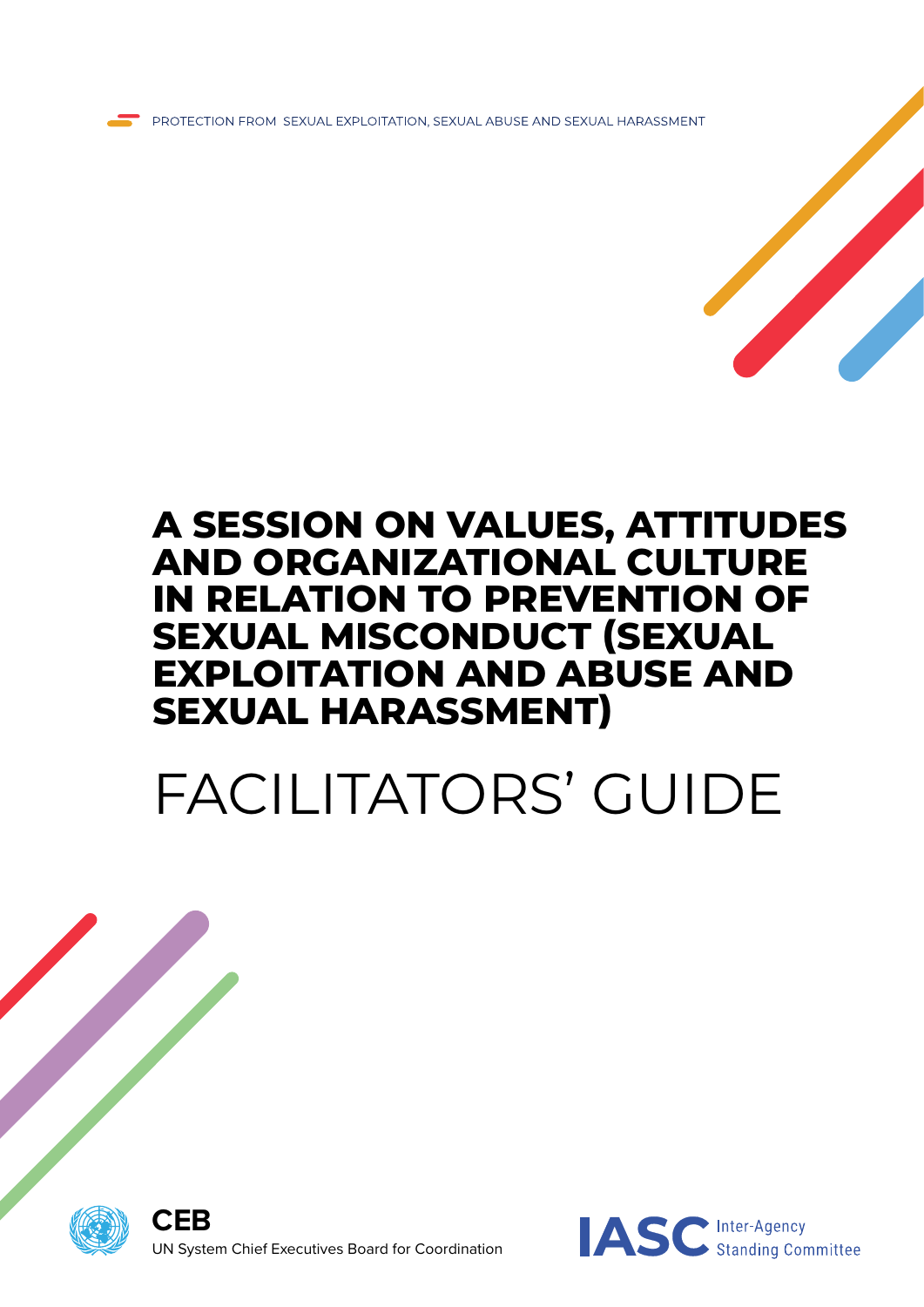PROTECTION FROM SEXUAL EXPLOITATION, SEXUAL ABUSE AND SEXUAL HARASSMENT

# A SESSION ON VALUES, ATTITUDES AND ORGANIZATIONAL CULTURE IN RELATION TO PREVENTION OF SEXUAL MISCONDUCT (SEXUAL EXPLOITATION AND ABUSE AND SEXUAL HARASSMENT)

# FACILITATORS' GUIDE

**CEB**
UN System Chief Executives Board for Coordination

IASC Inter-Agency Standing Committee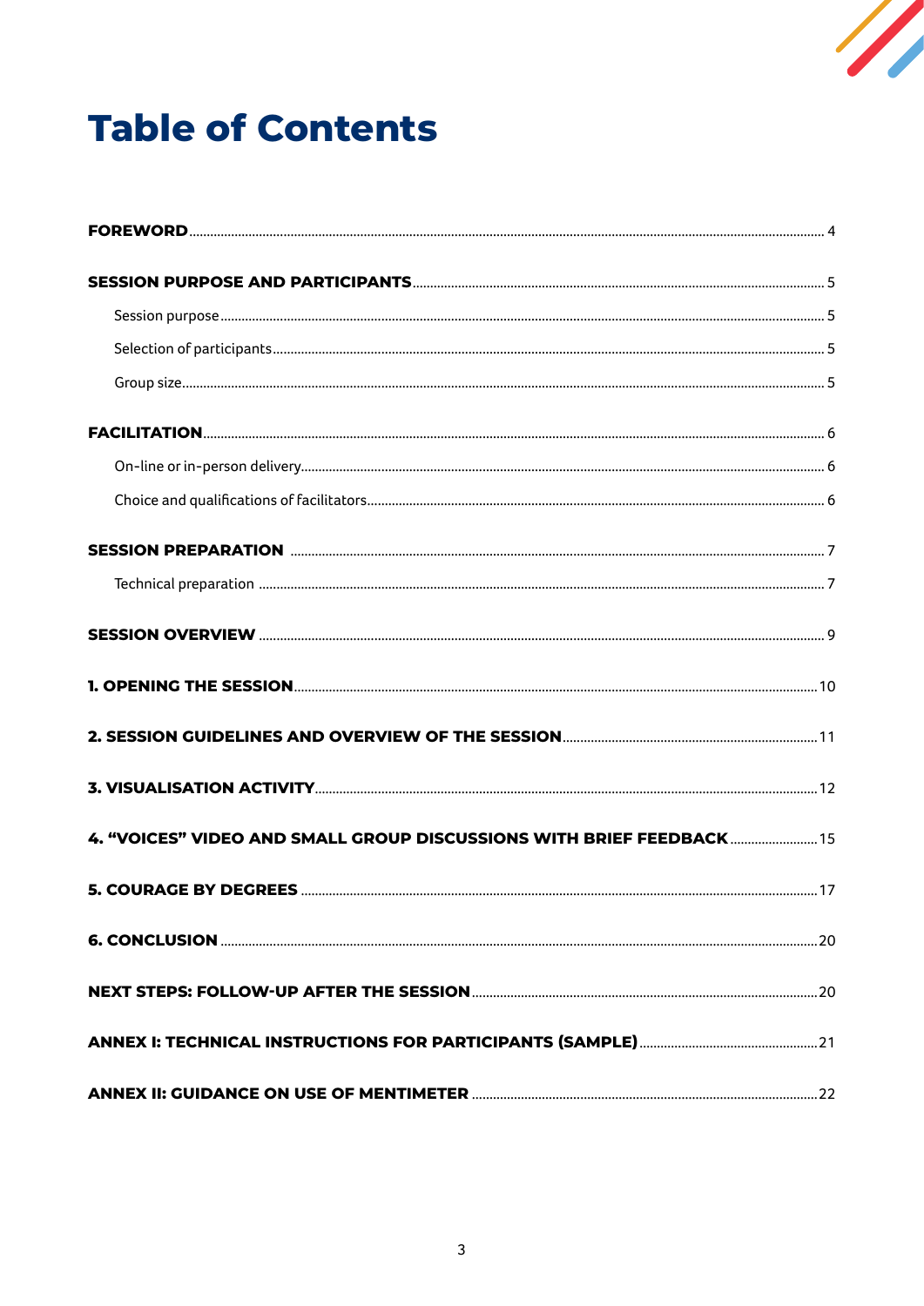# Table of Contents

**FOREWORD** .......... 4

**SESSION PURPOSE AND PARTICIPANTS** .......... 5

- Session purpose .......... 5
- Selection of participants .......... 5
- Group size .......... 5

**FACILITATION** .......... 6

- On-line or in-person delivery .......... 6
- Choice and qualifications of facilitators .......... 6

**SESSION PREPARATION** .......... 7

- Technical preparation .......... 7

**SESSION OVERVIEW** .......... 9

**1. OPENING THE SESSION** .......... 10

**2. SESSION GUIDELINES AND OVERVIEW OF THE SESSION** .......... 11

**3. VISUALISATION ACTIVITY** .......... 12

**4. "VOICES" VIDEO AND SMALL GROUP DISCUSSIONS WITH BRIEF FEEDBACK** .......... 15

**5. COURAGE BY DEGREES** .......... 17

**6. CONCLUSION** .......... 20

**NEXT STEPS: FOLLOW-UP AFTER THE SESSION** .......... 20

**ANNEX I: TECHNICAL INSTRUCTIONS FOR PARTICIPANTS (SAMPLE)** .......... 21

**ANNEX II: GUIDANCE ON USE OF MENTIMETER** .......... 22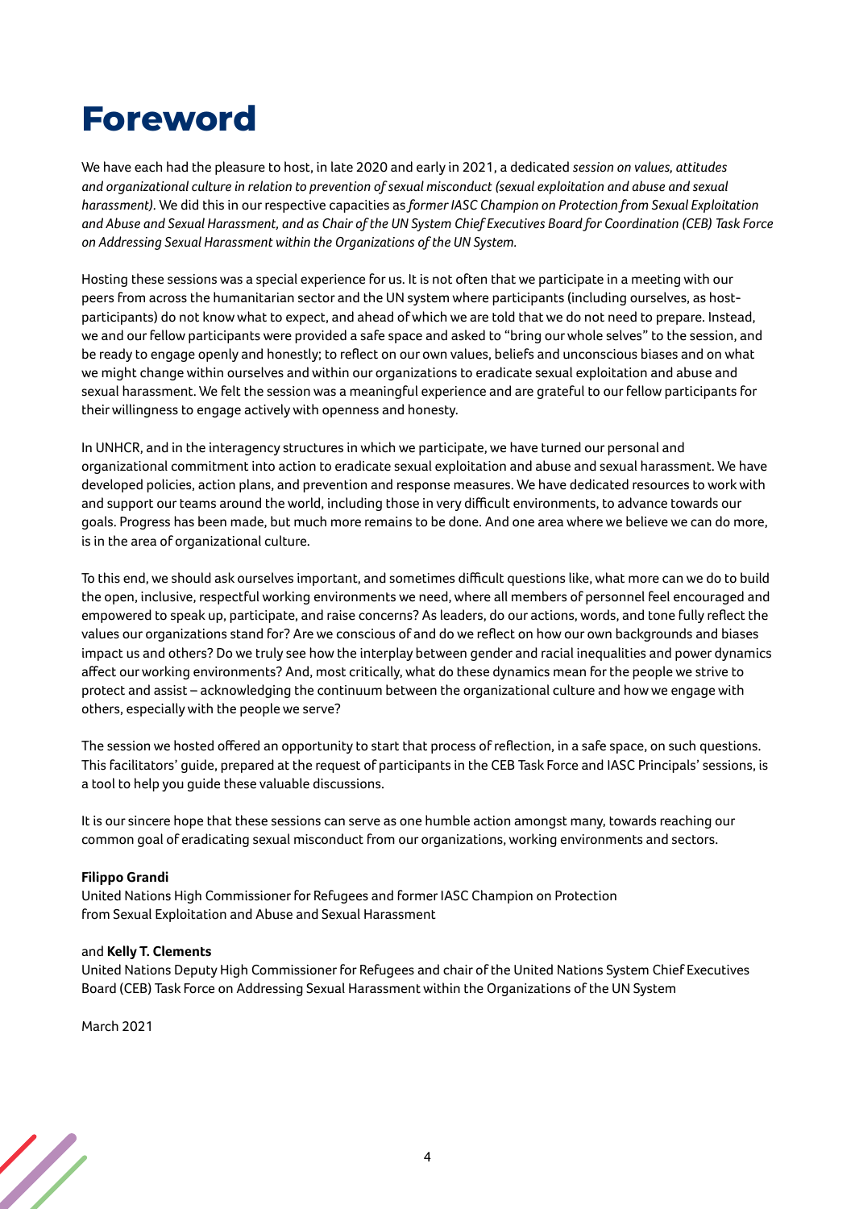# Foreword

We have each had the pleasure to host, in late 2020 and early in 2021, a dedicated *session on values, attitudes and organizational culture in relation to prevention of sexual misconduct (sexual exploitation and abuse and sexual harassment)*. We did this in our respective capacities as *former IASC Champion on Protection from Sexual Exploitation and Abuse and Sexual Harassment, and as Chair of the UN System Chief Executives Board for Coordination (CEB) Task Force on Addressing Sexual Harassment within the Organizations of the UN System.*

Hosting these sessions was a special experience for us. It is not often that we participate in a meeting with our peers from across the humanitarian sector and the UN system where participants (including ourselves, as host-participants) do not know what to expect, and ahead of which we are told that we do not need to prepare. Instead, we and our fellow participants were provided a safe space and asked to "bring our whole selves" to the session, and be ready to engage openly and honestly; to reflect on our own values, beliefs and unconscious biases and on what we might change within ourselves and within our organizations to eradicate sexual exploitation and abuse and sexual harassment. We felt the session was a meaningful experience and are grateful to our fellow participants for their willingness to engage actively with openness and honesty.

In UNHCR, and in the interagency structures in which we participate, we have turned our personal and organizational commitment into action to eradicate sexual exploitation and abuse and sexual harassment. We have developed policies, action plans, and prevention and response measures. We have dedicated resources to work with and support our teams around the world, including those in very difficult environments, to advance towards our goals. Progress has been made, but much more remains to be done. And one area where we believe we can do more, is in the area of organizational culture.

To this end, we should ask ourselves important, and sometimes difficult questions like, what more can we do to build the open, inclusive, respectful working environments we need, where all members of personnel feel encouraged and empowered to speak up, participate, and raise concerns? As leaders, do our actions, words, and tone fully reflect the values our organizations stand for? Are we conscious of and do we reflect on how our own backgrounds and biases impact us and others? Do we truly see how the interplay between gender and racial inequalities and power dynamics affect our working environments? And, most critically, what do these dynamics mean for the people we strive to protect and assist – acknowledging the continuum between the organizational culture and how we engage with others, especially with the people we serve?

The session we hosted offered an opportunity to start that process of reflection, in a safe space, on such questions. This facilitators' guide, prepared at the request of participants in the CEB Task Force and IASC Principals' sessions, is a tool to help you guide these valuable discussions.

It is our sincere hope that these sessions can serve as one humble action amongst many, towards reaching our common goal of eradicating sexual misconduct from our organizations, working environments and sectors.

**Filippo Grandi**
United Nations High Commissioner for Refugees and former IASC Champion on Protection from Sexual Exploitation and Abuse and Sexual Harassment

and **Kelly T. Clements**
United Nations Deputy High Commissioner for Refugees and chair of the United Nations System Chief Executives Board (CEB) Task Force on Addressing Sexual Harassment within the Organizations of the UN System

March 2021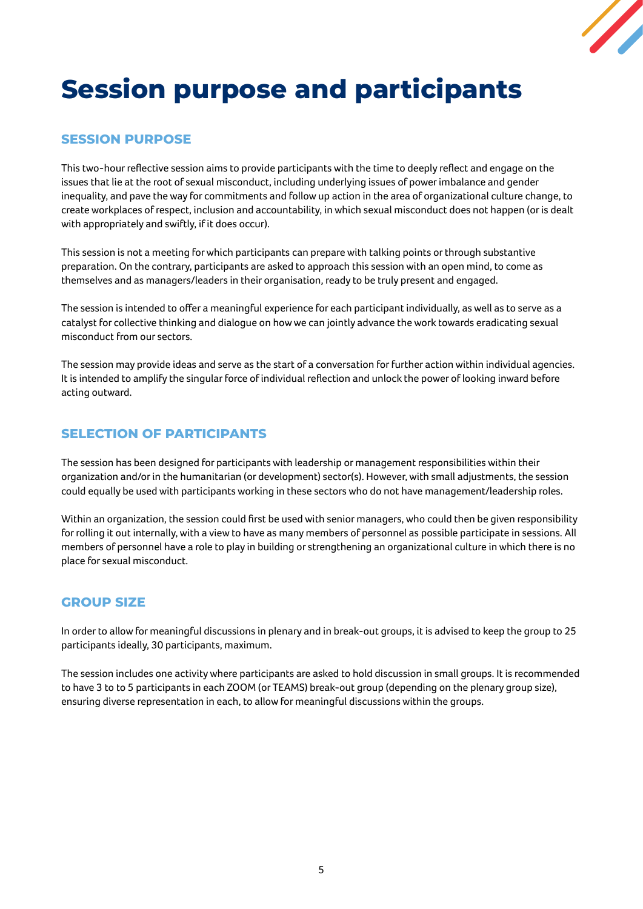# Session purpose and participants

## SESSION PURPOSE

This two-hour reflective session aims to provide participants with the time to deeply reflect and engage on the issues that lie at the root of sexual misconduct, including underlying issues of power imbalance and gender inequality, and pave the way for commitments and follow up action in the area of organizational culture change, to create workplaces of respect, inclusion and accountability, in which sexual misconduct does not happen (or is dealt with appropriately and swiftly, if it does occur).

This session is not a meeting for which participants can prepare with talking points or through substantive preparation. On the contrary, participants are asked to approach this session with an open mind, to come as themselves and as managers/leaders in their organisation, ready to be truly present and engaged.

The session is intended to offer a meaningful experience for each participant individually, as well as to serve as a catalyst for collective thinking and dialogue on how we can jointly advance the work towards eradicating sexual misconduct from our sectors.

The session may provide ideas and serve as the start of a conversation for further action within individual agencies. It is intended to amplify the singular force of individual reflection and unlock the power of looking inward before acting outward.

## SELECTION OF PARTICIPANTS

The session has been designed for participants with leadership or management responsibilities within their organization and/or in the humanitarian (or development) sector(s). However, with small adjustments, the session could equally be used with participants working in these sectors who do not have management/leadership roles.

Within an organization, the session could first be used with senior managers, who could then be given responsibility for rolling it out internally, with a view to have as many members of personnel as possible participate in sessions. All members of personnel have a role to play in building or strengthening an organizational culture in which there is no place for sexual misconduct.

## GROUP SIZE

In order to allow for meaningful discussions in plenary and in break-out groups, it is advised to keep the group to 25 participants ideally, 30 participants, maximum.

The session includes one activity where participants are asked to hold discussion in small groups. It is recommended to have 3 to to 5 participants in each ZOOM (or TEAMS) break-out group (depending on the plenary group size), ensuring diverse representation in each, to allow for meaningful discussions within the groups.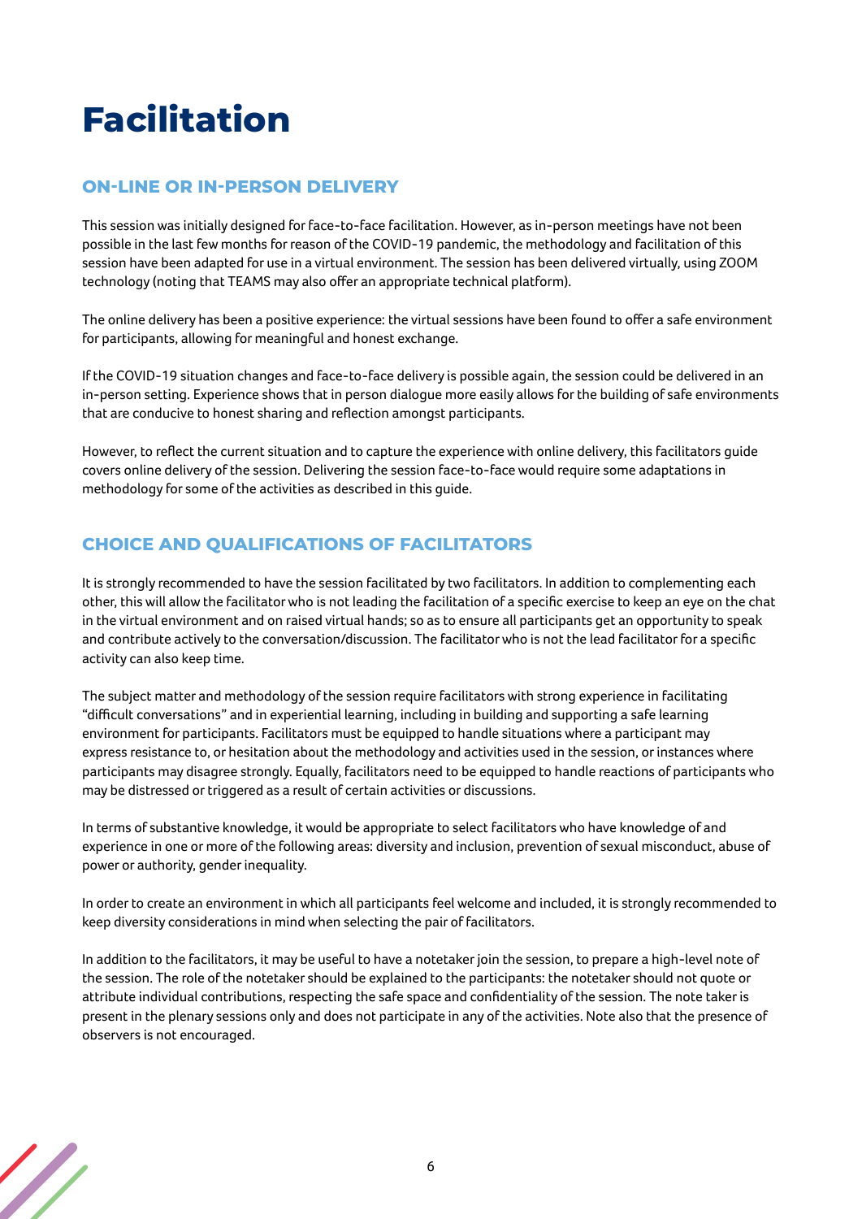# Facilitation

## ON-LINE OR IN-PERSON DELIVERY

This session was initially designed for face-to-face facilitation. However, as in-person meetings have not been possible in the last few months for reason of the COVID-19 pandemic, the methodology and facilitation of this session have been adapted for use in a virtual environment. The session has been delivered virtually, using ZOOM technology (noting that TEAMS may also offer an appropriate technical platform).

The online delivery has been a positive experience: the virtual sessions have been found to offer a safe environment for participants, allowing for meaningful and honest exchange.

If the COVID-19 situation changes and face-to-face delivery is possible again, the session could be delivered in an in-person setting. Experience shows that in person dialogue more easily allows for the building of safe environments that are conducive to honest sharing and reflection amongst participants.

However, to reflect the current situation and to capture the experience with online delivery, this facilitators guide covers online delivery of the session. Delivering the session face-to-face would require some adaptations in methodology for some of the activities as described in this guide.

## CHOICE AND QUALIFICATIONS OF FACILITATORS

It is strongly recommended to have the session facilitated by two facilitators. In addition to complementing each other, this will allow the facilitator who is not leading the facilitation of a specific exercise to keep an eye on the chat in the virtual environment and on raised virtual hands; so as to ensure all participants get an opportunity to speak and contribute actively to the conversation/discussion. The facilitator who is not the lead facilitator for a specific activity can also keep time.

The subject matter and methodology of the session require facilitators with strong experience in facilitating "difficult conversations" and in experiential learning, including in building and supporting a safe learning environment for participants. Facilitators must be equipped to handle situations where a participant may express resistance to, or hesitation about the methodology and activities used in the session, or instances where participants may disagree strongly. Equally, facilitators need to be equipped to handle reactions of participants who may be distressed or triggered as a result of certain activities or discussions.

In terms of substantive knowledge, it would be appropriate to select facilitators who have knowledge of and experience in one or more of the following areas: diversity and inclusion, prevention of sexual misconduct, abuse of power or authority, gender inequality.

In order to create an environment in which all participants feel welcome and included, it is strongly recommended to keep diversity considerations in mind when selecting the pair of facilitators.

In addition to the facilitators, it may be useful to have a notetaker join the session, to prepare a high-level note of the session. The role of the notetaker should be explained to the participants: the notetaker should not quote or attribute individual contributions, respecting the safe space and confidentiality of the session. The note taker is present in the plenary sessions only and does not participate in any of the activities. Note also that the presence of observers is not encouraged.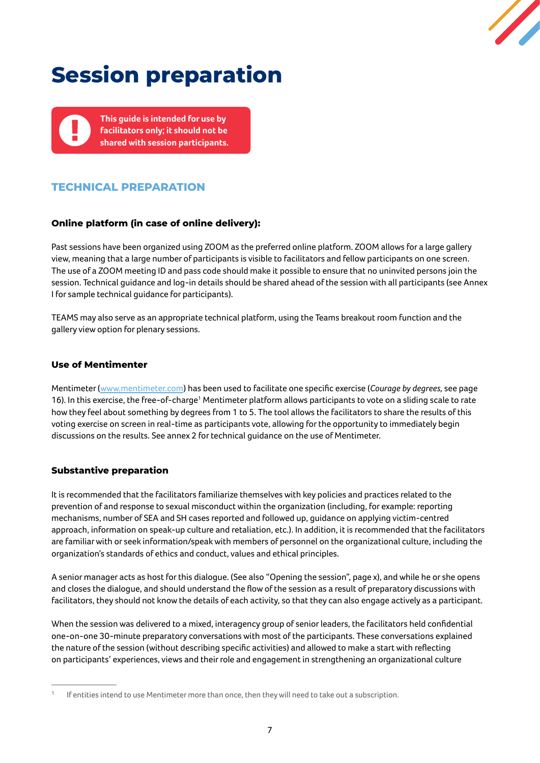# Session preparation

**This guide is intended for use by facilitators only; it should not be shared with session participants.**

## TECHNICAL PREPARATION

### Online platform (in case of online delivery):

Past sessions have been organized using ZOOM as the preferred online platform. ZOOM allows for a large gallery view, meaning that a large number of participants is visible to facilitators and fellow participants on one screen. The use of a ZOOM meeting ID and pass code should make it possible to ensure that no uninvited persons join the session. Technical guidance and log-in details should be shared ahead of the session with all participants (see Annex I for sample technical guidance for participants).

TEAMS may also serve as an appropriate technical platform, using the Teams breakout room function and the gallery view option for plenary sessions.

### Use of Mentimenter

Mentimeter (www.mentimeter.com) has been used to facilitate one specific exercise (*Courage by degrees*, see page 16). In this exercise, the free-of-charge[1] Mentimeter platform allows participants to vote on a sliding scale to rate how they feel about something by degrees from 1 to 5. The tool allows the facilitators to share the results of this voting exercise on screen in real-time as participants vote, allowing for the opportunity to immediately begin discussions on the results. See annex 2 for technical guidance on the use of Mentimeter.

### Substantive preparation

It is recommended that the facilitators familiarize themselves with key policies and practices related to the prevention of and response to sexual misconduct within the organization (including, for example: reporting mechanisms, number of SEA and SH cases reported and followed up, guidance on applying victim-centred approach, information on speak-up culture and retaliation, etc.). In addition, it is recommended that the facilitators are familiar with or seek information/speak with members of personnel on the organizational culture, including the organization's standards of ethics and conduct, values and ethical principles.

A senior manager acts as host for this dialogue. (See also "Opening the session", page x), and while he or she opens and closes the dialogue, and should understand the flow of the session as a result of preparatory discussions with facilitators, they should not know the details of each activity, so that they can also engage actively as a participant.

When the session was delivered to a mixed, interagency group of senior leaders, the facilitators held confidential one-on-one 30-minute preparatory conversations with most of the participants. These conversations explained the nature of the session (without describing specific activities) and allowed to make a start with reflecting on participants' experiences, views and their role and engagement in strengthening an organizational culture

---

[1] If entities intend to use Mentimeter more than once, then they will need to take out a subscription.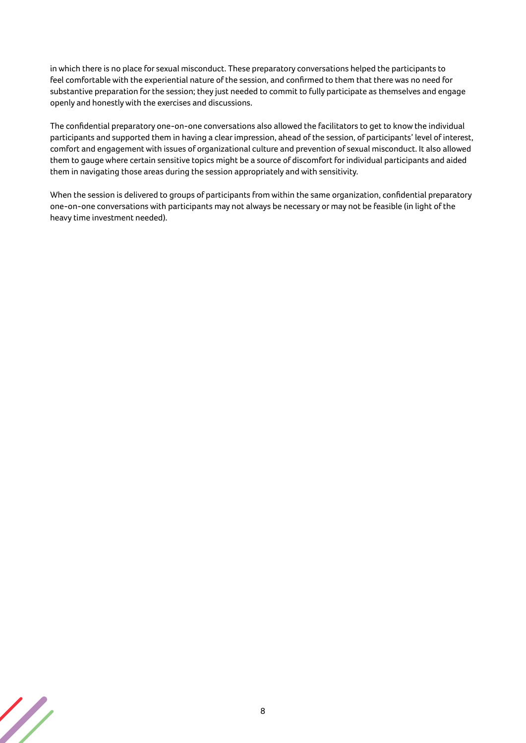in which there is no place for sexual misconduct. These preparatory conversations helped the participants to feel comfortable with the experiential nature of the session, and confirmed to them that there was no need for substantive preparation for the session; they just needed to commit to fully participate as themselves and engage openly and honestly with the exercises and discussions.

The confidential preparatory one-on-one conversations also allowed the facilitators to get to know the individual participants and supported them in having a clear impression, ahead of the session, of participants' level of interest, comfort and engagement with issues of organizational culture and prevention of sexual misconduct. It also allowed them to gauge where certain sensitive topics might be a source of discomfort for individual participants and aided them in navigating those areas during the session appropriately and with sensitivity.

When the session is delivered to groups of participants from within the same organization, confidential preparatory one-on-one conversations with participants may not always be necessary or may not be feasible (in light of the heavy time investment needed).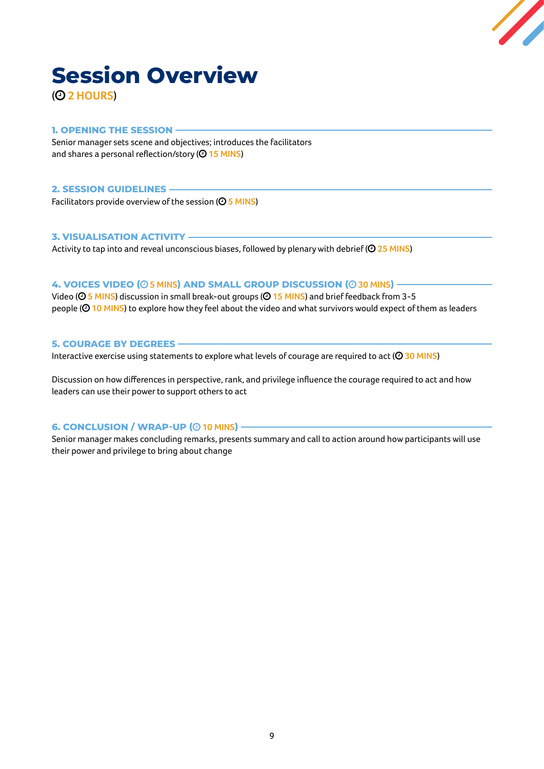# Session Overview

(2 HOURS)

### 1. OPENING THE SESSION

Senior manager sets scene and objectives; introduces the facilitators and shares a personal reflection/story (15 MINS)

### 2. SESSION GUIDELINES

Facilitators provide overview of the session (5 MINS)

### 3. VISUALISATION ACTIVITY

Activity to tap into and reveal unconscious biases, followed by plenary with debrief (25 MINS)

### 4. VOICES VIDEO (5 MINS) AND SMALL GROUP DISCUSSION (30 MINS)

Video (5 MINS) discussion in small break-out groups (15 MINS) and brief feedback from 3-5 people (10 MINS) to explore how they feel about the video and what survivors would expect of them as leaders

### 5. COURAGE BY DEGREES

Interactive exercise using statements to explore what levels of courage are required to act (30 MINS)

Discussion on how differences in perspective, rank, and privilege influence the courage required to act and how leaders can use their power to support others to act

### 6. CONCLUSION / WRAP-UP (10 MINS)

Senior manager makes concluding remarks, presents summary and call to action around how participants will use their power and privilege to bring about change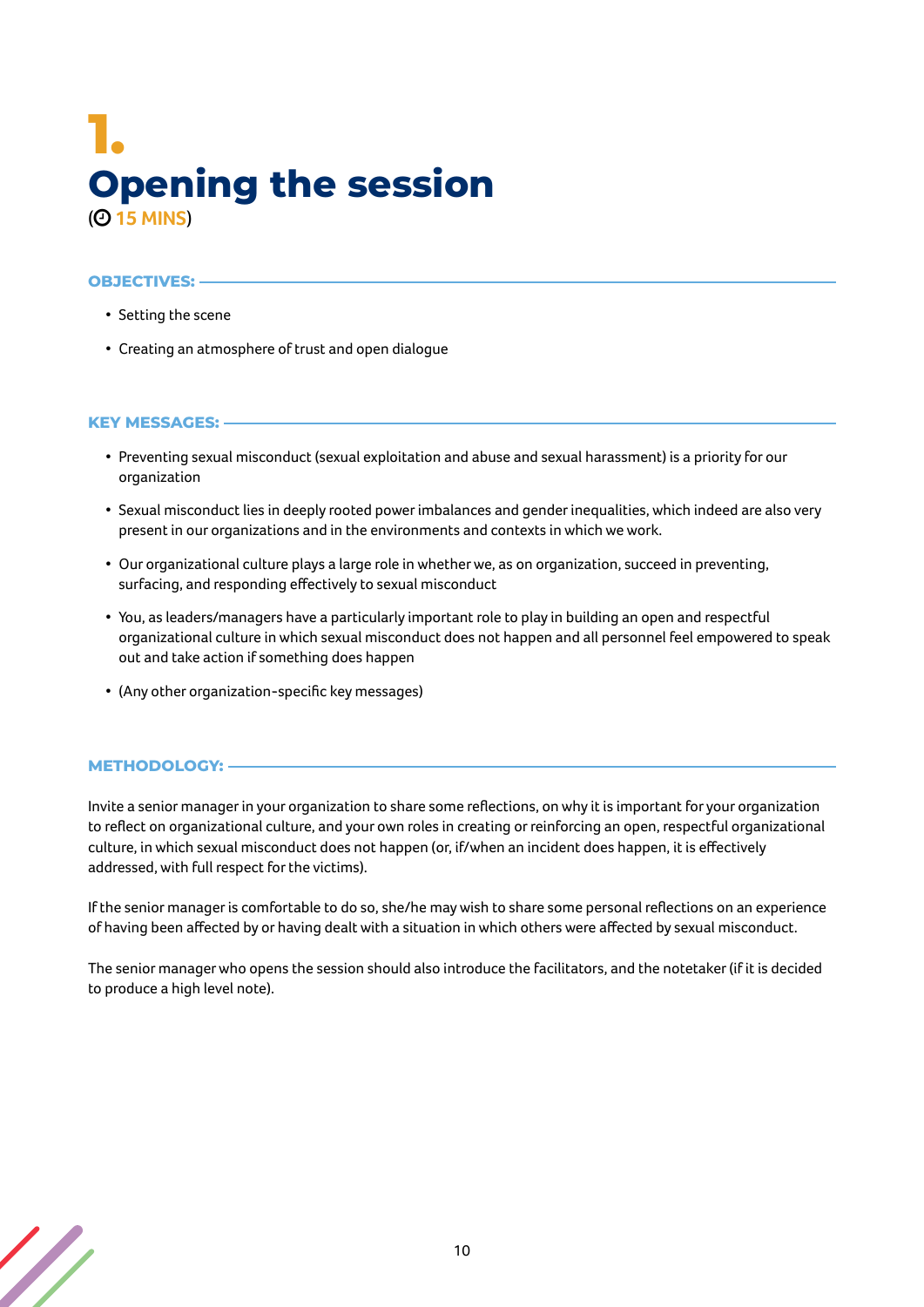# 1. Opening the session

(🕘 15 MINS)

### OBJECTIVES:

- Setting the scene
- Creating an atmosphere of trust and open dialogue

### KEY MESSAGES:

- Preventing sexual misconduct (sexual exploitation and abuse and sexual harassment) is a priority for our organization
- Sexual misconduct lies in deeply rooted power imbalances and gender inequalities, which indeed are also very present in our organizations and in the environments and contexts in which we work.
- Our organizational culture plays a large role in whether we, as on organization, succeed in preventing, surfacing, and responding effectively to sexual misconduct
- You, as leaders/managers have a particularly important role to play in building an open and respectful organizational culture in which sexual misconduct does not happen and all personnel feel empowered to speak out and take action if something does happen
- (Any other organization-specific key messages)

### METHODOLOGY:

Invite a senior manager in your organization to share some reflections, on why it is important for your organization to reflect on organizational culture, and your own roles in creating or reinforcing an open, respectful organizational culture, in which sexual misconduct does not happen (or, if/when an incident does happen, it is effectively addressed, with full respect for the victims).

If the senior manager is comfortable to do so, she/he may wish to share some personal reflections on an experience of having been affected by or having dealt with a situation in which others were affected by sexual misconduct.

The senior manager who opens the session should also introduce the facilitators, and the notetaker (if it is decided to produce a high level note).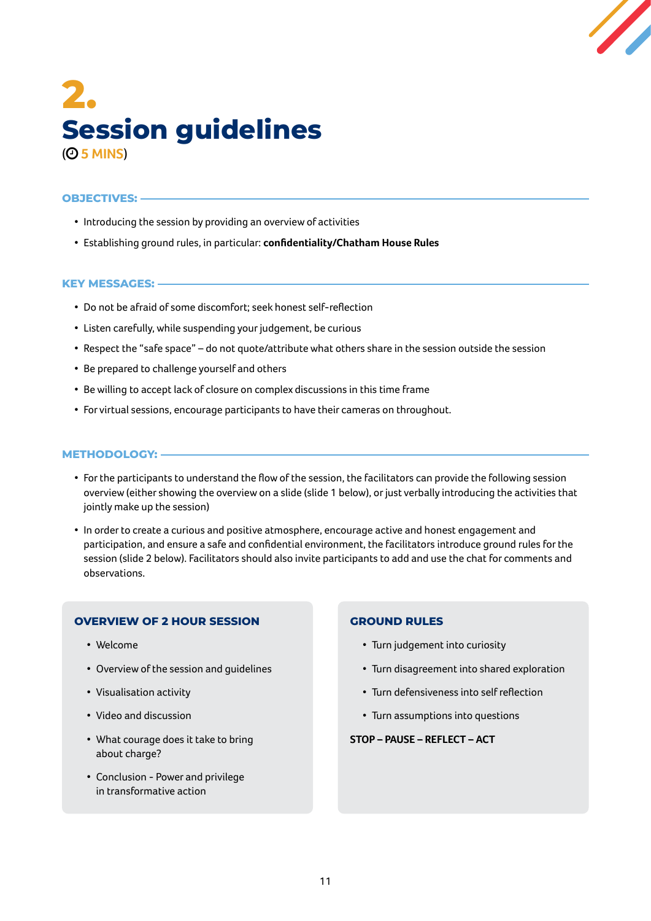# 2. Session guidelines

(5 MINS)

**OBJECTIVES:**

- Introducing the session by providing an overview of activities
- Establishing ground rules, in particular: **confidentiality/Chatham House Rules**

**KEY MESSAGES:**

- Do not be afraid of some discomfort; seek honest self-reflection
- Listen carefully, while suspending your judgement, be curious
- Respect the "safe space" – do not quote/attribute what others share in the session outside the session
- Be prepared to challenge yourself and others
- Be willing to accept lack of closure on complex discussions in this time frame
- For virtual sessions, encourage participants to have their cameras on throughout.

**METHODOLOGY:**

- For the participants to understand the flow of the session, the facilitators can provide the following session overview (either showing the overview on a slide (slide 1 below), or just verbally introducing the activities that jointly make up the session)
- In order to create a curious and positive atmosphere, encourage active and honest engagement and participation, and ensure a safe and confidential environment, the facilitators introduce ground rules for the session (slide 2 below). Facilitators should also invite participants to add and use the chat for comments and observations.

**OVERVIEW OF 2 HOUR SESSION**

- Welcome
- Overview of the session and guidelines
- Visualisation activity
- Video and discussion
- What courage does it take to bring about charge?
- Conclusion - Power and privilege in transformative action

**GROUND RULES**

- Turn judgement into curiosity
- Turn disagreement into shared exploration
- Turn defensiveness into self reflection
- Turn assumptions into questions

**STOP – PAUSE – REFLECT – ACT**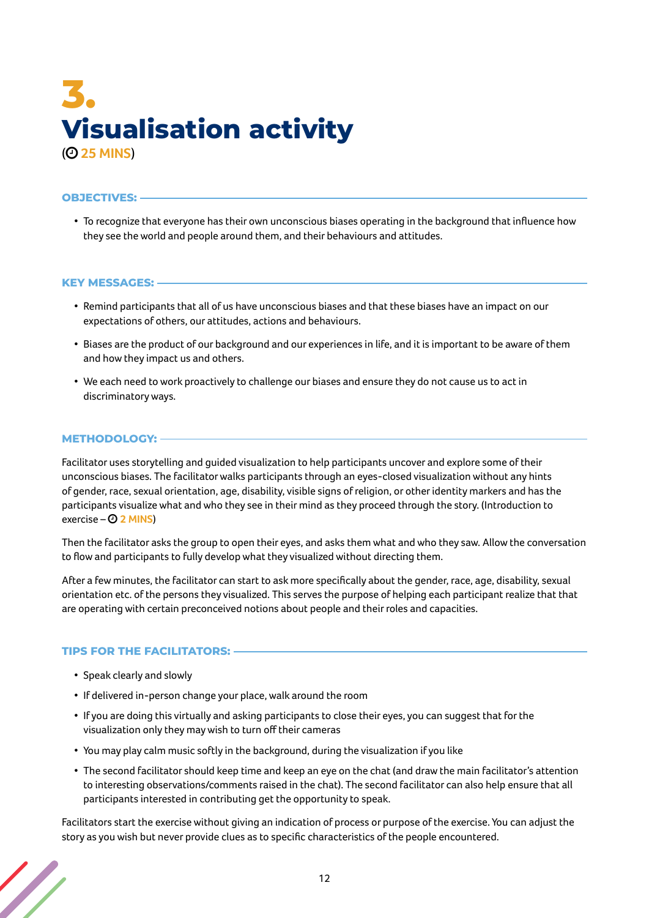# 3. Visualisation activity

(⏱ 25 MINS)

**OBJECTIVES:**

- To recognize that everyone has their own unconscious biases operating in the background that influence how they see the world and people around them, and their behaviours and attitudes.

**KEY MESSAGES:**

- Remind participants that all of us have unconscious biases and that these biases have an impact on our expectations of others, our attitudes, actions and behaviours.
- Biases are the product of our background and our experiences in life, and it is important to be aware of them and how they impact us and others.
- We each need to work proactively to challenge our biases and ensure they do not cause us to act in discriminatory ways.

**METHODOLOGY:**

Facilitator uses storytelling and guided visualization to help participants uncover and explore some of their unconscious biases. The facilitator walks participants through an eyes-closed visualization without any hints of gender, race, sexual orientation, age, disability, visible signs of religion, or other identity markers and has the participants visualize what and who they see in their mind as they proceed through the story. (Introduction to exercise – ⏱ 2 MINS)

Then the facilitator asks the group to open their eyes, and asks them what and who they saw. Allow the conversation to flow and participants to fully develop what they visualized without directing them.

After a few minutes, the facilitator can start to ask more specifically about the gender, race, age, disability, sexual orientation etc. of the persons they visualized. This serves the purpose of helping each participant realize that that are operating with certain preconceived notions about people and their roles and capacities.

**TIPS FOR THE FACILITATORS:**

- Speak clearly and slowly
- If delivered in-person change your place, walk around the room
- If you are doing this virtually and asking participants to close their eyes, you can suggest that for the visualization only they may wish to turn off their cameras
- You may play calm music softly in the background, during the visualization if you like
- The second facilitator should keep time and keep an eye on the chat (and draw the main facilitator's attention to interesting observations/comments raised in the chat). The second facilitator can also help ensure that all participants interested in contributing get the opportunity to speak.

Facilitators start the exercise without giving an indication of process or purpose of the exercise. You can adjust the story as you wish but never provide clues as to specific characteristics of the people encountered.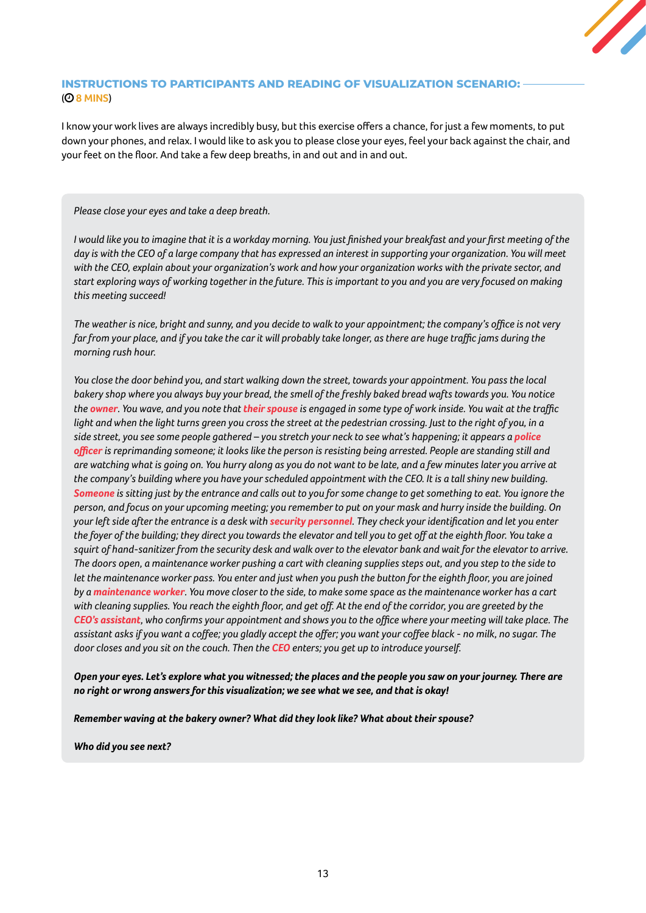## INSTRUCTIONS TO PARTICIPANTS AND READING OF VISUALIZATION SCENARIO:

(8 MINS)

I know your work lives are always incredibly busy, but this exercise offers a chance, for just a few moments, to put down your phones, and relax. I would like to ask you to please close your eyes, feel your back against the chair, and your feet on the floor. And take a few deep breaths, in and out and in and out.

*Please close your eyes and take a deep breath.*

*I would like you to imagine that it is a workday morning. You just finished your breakfast and your first meeting of the day is with the CEO of a large company that has expressed an interest in supporting your organization. You will meet with the CEO, explain about your organization's work and how your organization works with the private sector, and start exploring ways of working together in the future. This is important to you and you are very focused on making this meeting succeed!*

*The weather is nice, bright and sunny, and you decide to walk to your appointment; the company's office is not very far from your place, and if you take the car it will probably take longer, as there are huge traffic jams during the morning rush hour.*

*You close the door behind you, and start walking down the street, towards your appointment. You pass the local bakery shop where you always buy your bread, the smell of the freshly baked bread wafts towards you. You notice the **owner**. You wave, and you note that **their spouse** is engaged in some type of work inside. You wait at the traffic light and when the light turns green you cross the street at the pedestrian crossing. Just to the right of you, in a side street, you see some people gathered – you stretch your neck to see what's happening; it appears a **police officer** is reprimanding someone; it looks like the person is resisting being arrested. People are standing still and are watching what is going on. You hurry along as you do not want to be late, and a few minutes later you arrive at the company's building where you have your scheduled appointment with the CEO. It is a tall shiny new building. **Someone** is sitting just by the entrance and calls out to you for some change to get something to eat. You ignore the person, and focus on your upcoming meeting; you remember to put on your mask and hurry inside the building. On your left side after the entrance is a desk with **security personnel**. They check your identification and let you enter the foyer of the building; they direct you towards the elevator and tell you to get off at the eighth floor. You take a squirt of hand-sanitizer from the security desk and walk over to the elevator bank and wait for the elevator to arrive. The doors open, a maintenance worker pushing a cart with cleaning supplies steps out, and you step to the side to let the maintenance worker pass. You enter and just when you push the button for the eighth floor, you are joined by a **maintenance worker**. You move closer to the side, to make some space as the maintenance worker has a cart with cleaning supplies. You reach the eighth floor, and get off. At the end of the corridor, you are greeted by the **CEO's assistant**, who confirms your appointment and shows you to the office where your meeting will take place. The assistant asks if you want a coffee; you gladly accept the offer; you want your coffee black - no milk, no sugar. The door closes and you sit on the couch. Then the **CEO** enters; you get up to introduce yourself.*

***Open your eyes. Let's explore what you witnessed; the places and the people you saw on your journey. There are no right or wrong answers for this visualization; we see what we see, and that is okay!***

***Remember waving at the bakery owner? What did they look like? What about their spouse?***

***Who did you see next?***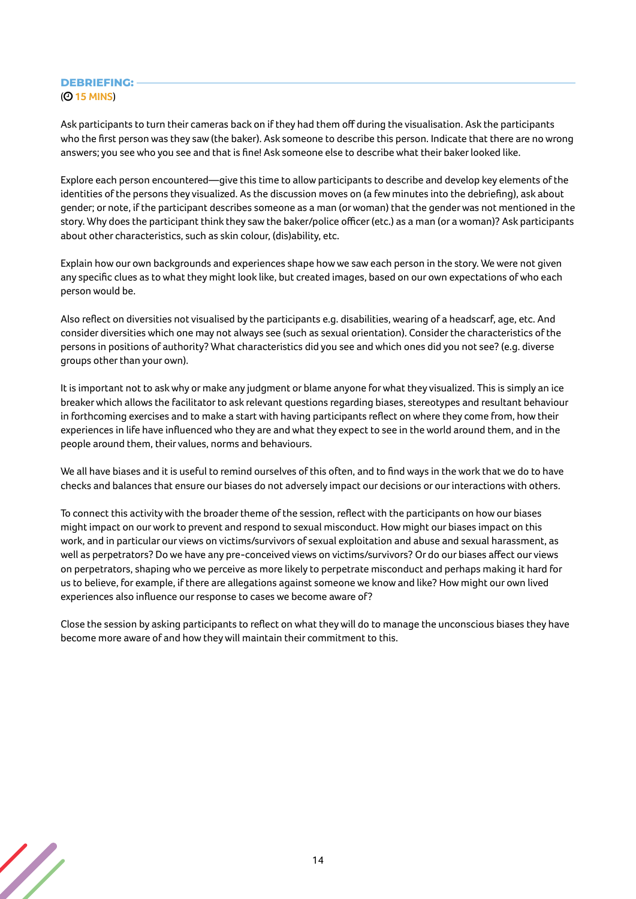## DEBRIEFING:

(15 MINS)

Ask participants to turn their cameras back on if they had them off during the visualisation. Ask the participants who the first person was they saw (the baker). Ask someone to describe this person. Indicate that there are no wrong answers; you see who you see and that is fine! Ask someone else to describe what their baker looked like.

Explore each person encountered—give this time to allow participants to describe and develop key elements of the identities of the persons they visualized. As the discussion moves on (a few minutes into the debriefing), ask about gender; or note, if the participant describes someone as a man (or woman) that the gender was not mentioned in the story. Why does the participant think they saw the baker/police officer (etc.) as a man (or a woman)? Ask participants about other characteristics, such as skin colour, (dis)ability, etc.

Explain how our own backgrounds and experiences shape how we saw each person in the story. We were not given any specific clues as to what they might look like, but created images, based on our own expectations of who each person would be.

Also reflect on diversities not visualised by the participants e.g. disabilities, wearing of a headscarf, age, etc. And consider diversities which one may not always see (such as sexual orientation). Consider the characteristics of the persons in positions of authority? What characteristics did you see and which ones did you not see? (e.g. diverse groups other than your own).

It is important not to ask why or make any judgment or blame anyone for what they visualized. This is simply an ice breaker which allows the facilitator to ask relevant questions regarding biases, stereotypes and resultant behaviour in forthcoming exercises and to make a start with having participants reflect on where they come from, how their experiences in life have influenced who they are and what they expect to see in the world around them, and in the people around them, their values, norms and behaviours.

We all have biases and it is useful to remind ourselves of this often, and to find ways in the work that we do to have checks and balances that ensure our biases do not adversely impact our decisions or our interactions with others.

To connect this activity with the broader theme of the session, reflect with the participants on how our biases might impact on our work to prevent and respond to sexual misconduct. How might our biases impact on this work, and in particular our views on victims/survivors of sexual exploitation and abuse and sexual harassment, as well as perpetrators? Do we have any pre-conceived views on victims/survivors? Or do our biases affect our views on perpetrators, shaping who we perceive as more likely to perpetrate misconduct and perhaps making it hard for us to believe, for example, if there are allegations against someone we know and like? How might our own lived experiences also influence our response to cases we become aware of?

Close the session by asking participants to reflect on what they will do to manage the unconscious biases they have become more aware of and how they will maintain their commitment to this.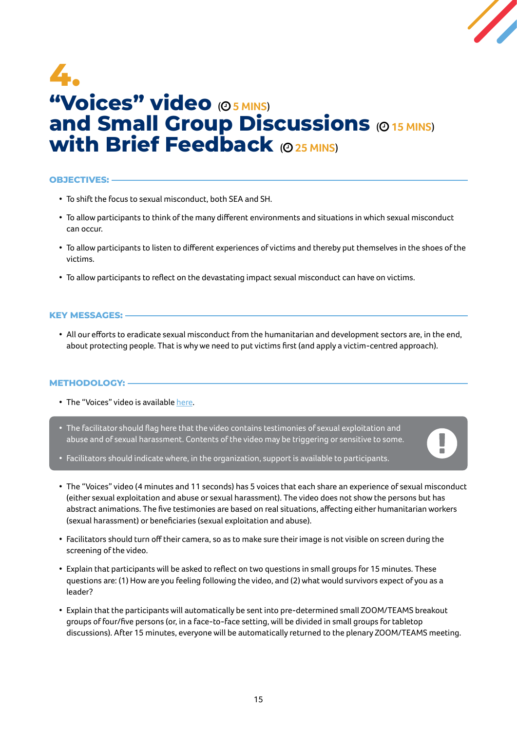# 4. "Voices" video (5 MINS) and Small Group Discussions (15 MINS) with Brief Feedback (25 MINS)

**OBJECTIVES:**

- To shift the focus to sexual misconduct, both SEA and SH.
- To allow participants to think of the many different environments and situations in which sexual misconduct can occur.
- To allow participants to listen to different experiences of victims and thereby put themselves in the shoes of the victims.
- To allow participants to reflect on the devastating impact sexual misconduct can have on victims.

**KEY MESSAGES:**

- All our efforts to eradicate sexual misconduct from the humanitarian and development sectors are, in the end, about protecting people. That is why we need to put victims first (and apply a victim-centred approach).

**METHODOLOGY:**

- The "Voices" video is available here.

> - The facilitator should flag here that the video contains testimonies of sexual exploitation and abuse and of sexual harassment. Contents of the video may be triggering or sensitive to some.
> - Facilitators should indicate where, in the organization, support is available to participants.

- The "Voices" video (4 minutes and 11 seconds) has 5 voices that each share an experience of sexual misconduct (either sexual exploitation and abuse or sexual harassment). The video does not show the persons but has abstract animations. The five testimonies are based on real situations, affecting either humanitarian workers (sexual harassment) or beneficiaries (sexual exploitation and abuse).
- Facilitators should turn off their camera, so as to make sure their image is not visible on screen during the screening of the video.
- Explain that participants will be asked to reflect on two questions in small groups for 15 minutes. These questions are: (1) How are you feeling following the video, and (2) what would survivors expect of you as a leader?
- Explain that the participants will automatically be sent into pre-determined small ZOOM/TEAMS breakout groups of four/five persons (or, in a face-to-face setting, will be divided in small groups for tabletop discussions). After 15 minutes, everyone will be automatically returned to the plenary ZOOM/TEAMS meeting.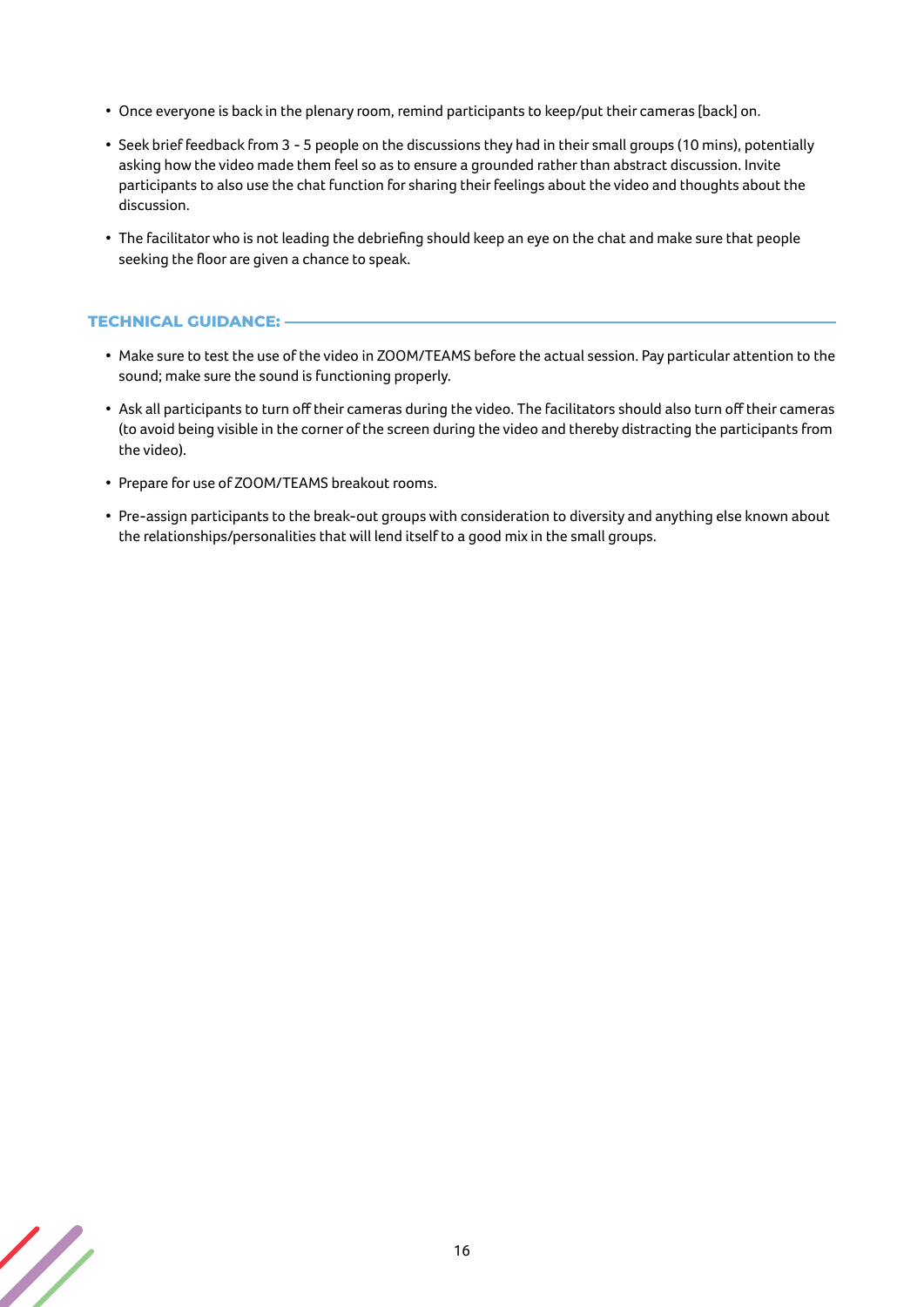- Once everyone is back in the plenary room, remind participants to keep/put their cameras [back] on.
- Seek brief feedback from 3 - 5 people on the discussions they had in their small groups (10 mins), potentially asking how the video made them feel so as to ensure a grounded rather than abstract discussion. Invite participants to also use the chat function for sharing their feelings about the video and thoughts about the discussion.
- The facilitator who is not leading the debriefing should keep an eye on the chat and make sure that people seeking the floor are given a chance to speak.

### TECHNICAL GUIDANCE:

- Make sure to test the use of the video in ZOOM/TEAMS before the actual session. Pay particular attention to the sound; make sure the sound is functioning properly.
- Ask all participants to turn off their cameras during the video. The facilitators should also turn off their cameras (to avoid being visible in the corner of the screen during the video and thereby distracting the participants from the video).
- Prepare for use of ZOOM/TEAMS breakout rooms.
- Pre-assign participants to the break-out groups with consideration to diversity and anything else known about the relationships/personalities that will lend itself to a good mix in the small groups.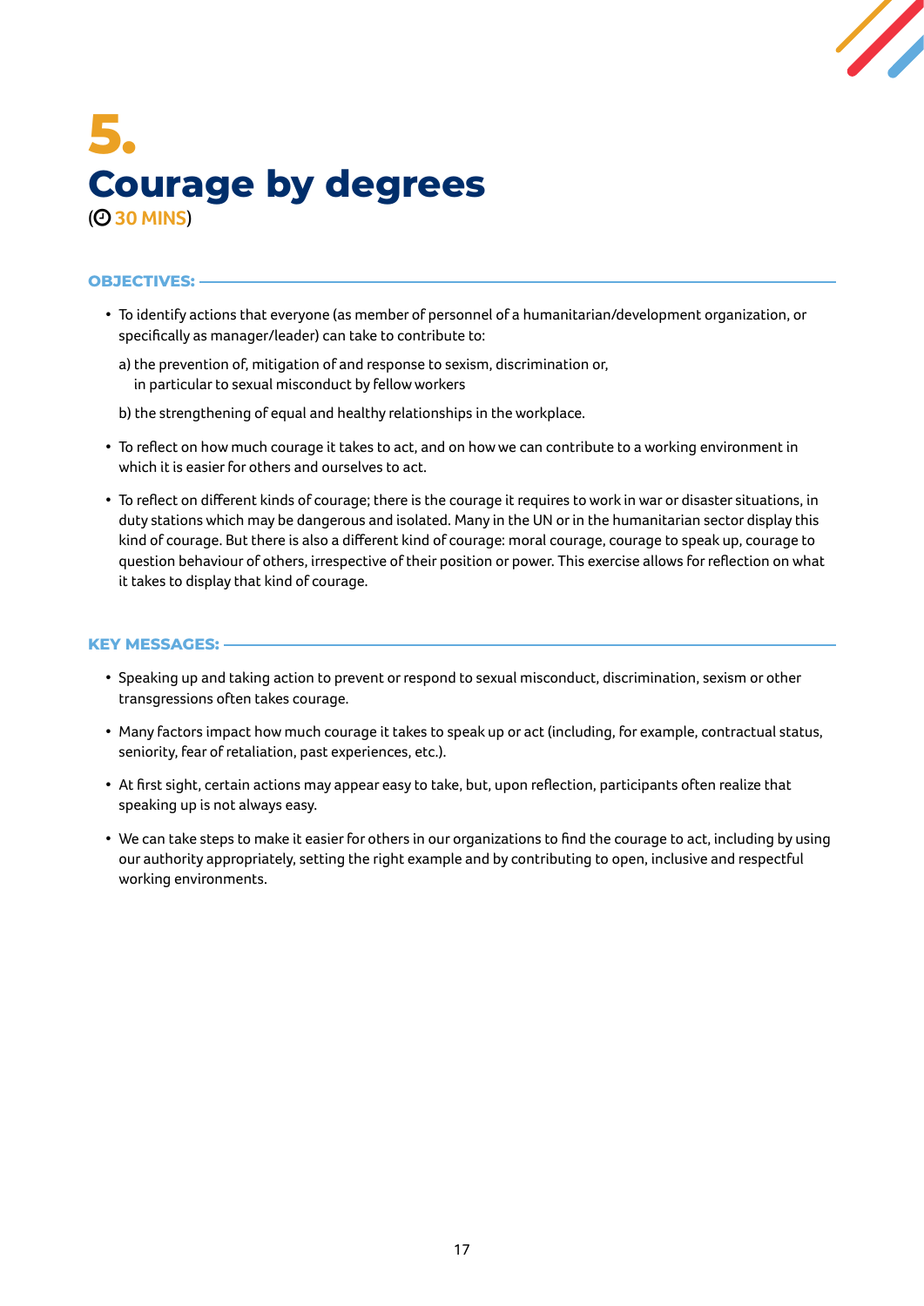# 5. Courage by degrees

(30 MINS)

**OBJECTIVES:**

- To identify actions that everyone (as member of personnel of a humanitarian/development organization, or specifically as manager/leader) can take to contribute to:

  a) the prevention of, mitigation of and response to sexism, discrimination or, in particular to sexual misconduct by fellow workers

  b) the strengthening of equal and healthy relationships in the workplace.

- To reflect on how much courage it takes to act, and on how we can contribute to a working environment in which it is easier for others and ourselves to act.
- To reflect on different kinds of courage; there is the courage it requires to work in war or disaster situations, in duty stations which may be dangerous and isolated. Many in the UN or in the humanitarian sector display this kind of courage. But there is also a different kind of courage: moral courage, courage to speak up, courage to question behaviour of others, irrespective of their position or power. This exercise allows for reflection on what it takes to display that kind of courage.

**KEY MESSAGES:**

- Speaking up and taking action to prevent or respond to sexual misconduct, discrimination, sexism or other transgressions often takes courage.
- Many factors impact how much courage it takes to speak up or act (including, for example, contractual status, seniority, fear of retaliation, past experiences, etc.).
- At first sight, certain actions may appear easy to take, but, upon reflection, participants often realize that speaking up is not always easy.
- We can take steps to make it easier for others in our organizations to find the courage to act, including by using our authority appropriately, setting the right example and by contributing to open, inclusive and respectful working environments.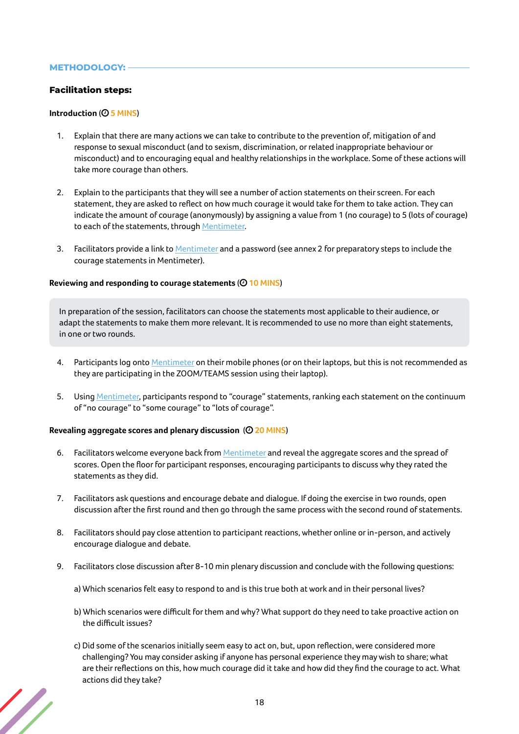## METHODOLOGY:

### Facilitation steps:

**Introduction** (5 MINS)

1. Explain that there are many actions we can take to contribute to the prevention of, mitigation of and response to sexual misconduct (and to sexism, discrimination, or related inappropriate behaviour or misconduct) and to encouraging equal and healthy relationships in the workplace. Some of these actions will take more courage than others.

2. Explain to the participants that they will see a number of action statements on their screen. For each statement, they are asked to reflect on how much courage it would take for them to take action. They can indicate the amount of courage (anonymously) by assigning a value from 1 (no courage) to 5 (lots of courage) to each of the statements, through Mentimeter.

3. Facilitators provide a link to Mentimeter and a password (see annex 2 for preparatory steps to include the courage statements in Mentimeter).

**Reviewing and responding to courage statements** (10 MINS)

> In preparation of the session, facilitators can choose the statements most applicable to their audience, or adapt the statements to make them more relevant. It is recommended to use no more than eight statements, in one or two rounds.

4. Participants log onto Mentimeter on their mobile phones (or on their laptops, but this is not recommended as they are participating in the ZOOM/TEAMS session using their laptop).

5. Using Mentimeter, participants respond to "courage" statements, ranking each statement on the continuum of "no courage" to "some courage" to "lots of courage".

**Revealing aggregate scores and plenary discussion** (20 MINS)

6. Facilitators welcome everyone back from Mentimeter and reveal the aggregate scores and the spread of scores. Open the floor for participant responses, encouraging participants to discuss why they rated the statements as they did.

7. Facilitators ask questions and encourage debate and dialogue. If doing the exercise in two rounds, open discussion after the first round and then go through the same process with the second round of statements.

8. Facilitators should pay close attention to participant reactions, whether online or in-person, and actively encourage dialogue and debate.

9. Facilitators close discussion after 8-10 min plenary discussion and conclude with the following questions:

   a) Which scenarios felt easy to respond to and is this true both at work and in their personal lives?

   b) Which scenarios were difficult for them and why? What support do they need to take proactive action on the difficult issues?

   c) Did some of the scenarios initially seem easy to act on, but, upon reflection, were considered more challenging? You may consider asking if anyone has personal experience they may wish to share; what are their reflections on this, how much courage did it take and how did they find the courage to act. What actions did they take?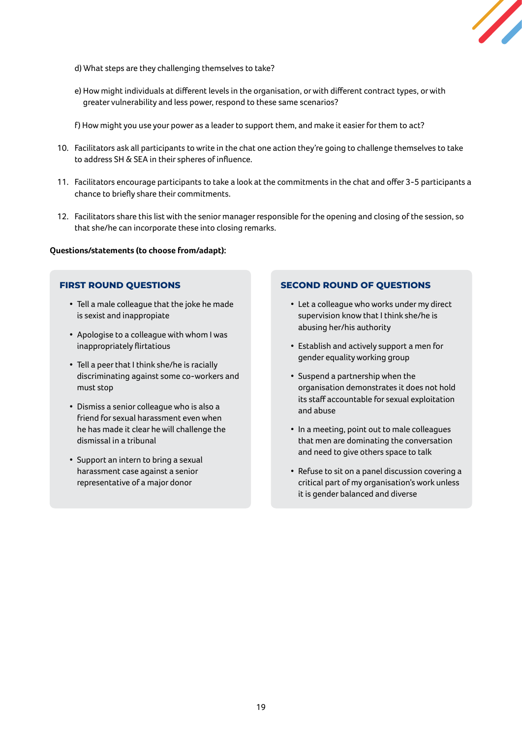d) What steps are they challenging themselves to take?

e) How might individuals at different levels in the organisation, or with different contract types, or with greater vulnerability and less power, respond to these same scenarios?

f) How might you use your power as a leader to support them, and make it easier for them to act?

10. Facilitators ask all participants to write in the chat one action they're going to challenge themselves to take to address SH & SEA in their spheres of influence.
11. Facilitators encourage participants to take a look at the commitments in the chat and offer 3-5 participants a chance to briefly share their commitments.
12. Facilitators share this list with the senior manager responsible for the opening and closing of the session, so that she/he can incorporate these into closing remarks.

**Questions/statements (to choose from/adapt):**

### FIRST ROUND QUESTIONS

- Tell a male colleague that the joke he made is sexist and inappropiate
- Apologise to a colleague with whom I was inappropriately flirtatious
- Tell a peer that I think she/he is racially discriminating against some co-workers and must stop
- Dismiss a senior colleague who is also a friend for sexual harassment even when he has made it clear he will challenge the dismissal in a tribunal
- Support an intern to bring a sexual harassment case against a senior representative of a major donor

### SECOND ROUND OF QUESTIONS

- Let a colleague who works under my direct supervision know that I think she/he is abusing her/his authority
- Establish and actively support a men for gender equality working group
- Suspend a partnership when the organisation demonstrates it does not hold its staff accountable for sexual exploitation and abuse
- In a meeting, point out to male colleagues that men are dominating the conversation and need to give others space to talk
- Refuse to sit on a panel discussion covering a critical part of my organisation's work unless it is gender balanced and diverse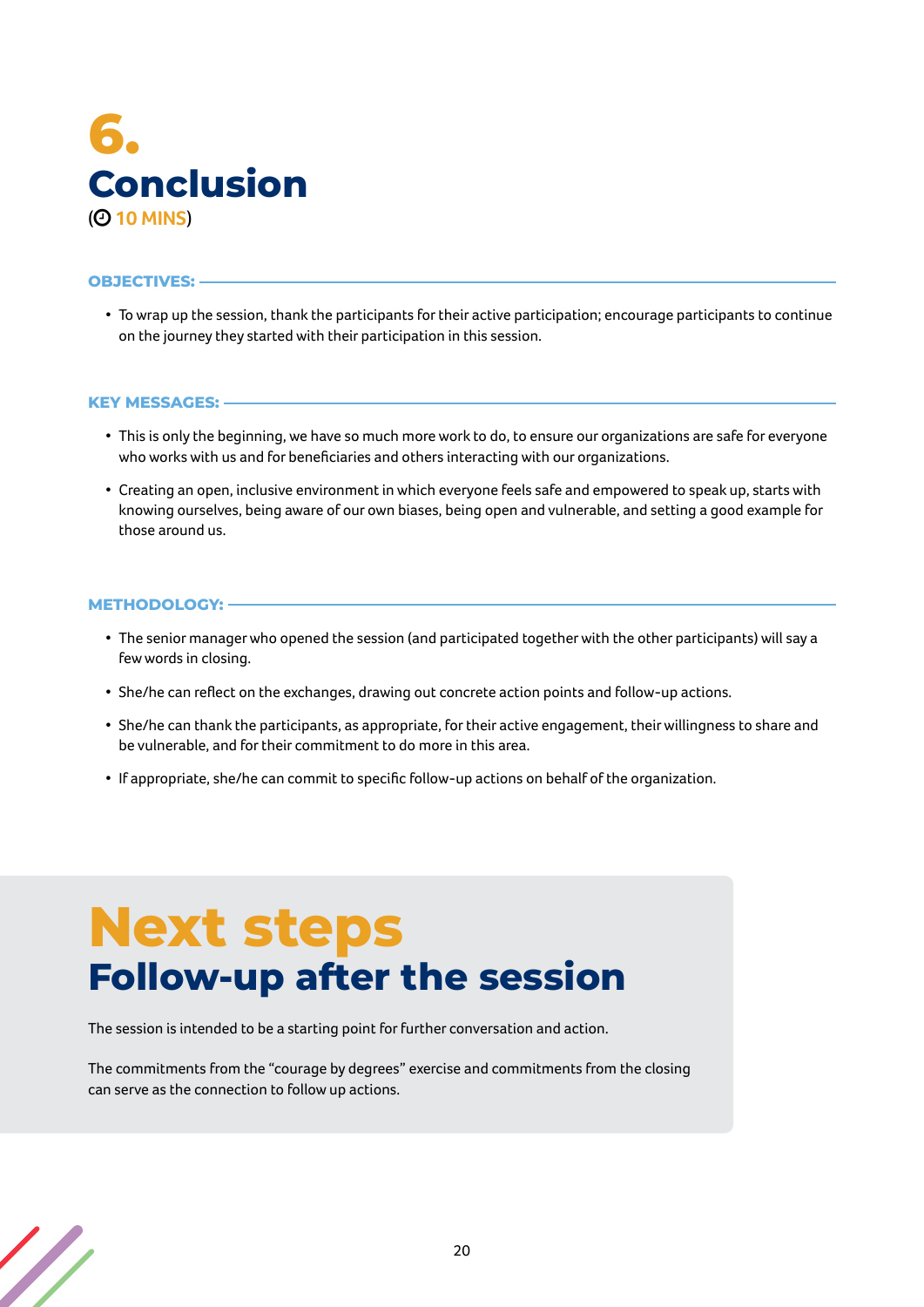# 6. Conclusion

(10 MINS)

**OBJECTIVES:**

- To wrap up the session, thank the participants for their active participation; encourage participants to continue on the journey they started with their participation in this session.

**KEY MESSAGES:**

- This is only the beginning, we have so much more work to do, to ensure our organizations are safe for everyone who works with us and for beneficiaries and others interacting with our organizations.
- Creating an open, inclusive environment in which everyone feels safe and empowered to speak up, starts with knowing ourselves, being aware of our own biases, being open and vulnerable, and setting a good example for those around us.

**METHODOLOGY:**

- The senior manager who opened the session (and participated together with the other participants) will say a few words in closing.
- She/he can reflect on the exchanges, drawing out concrete action points and follow-up actions.
- She/he can thank the participants, as appropriate, for their active engagement, their willingness to share and be vulnerable, and for their commitment to do more in this area.
- If appropriate, she/he can commit to specific follow-up actions on behalf of the organization.

# Next steps

## Follow-up after the session

The session is intended to be a starting point for further conversation and action.

The commitments from the "courage by degrees" exercise and commitments from the closing can serve as the connection to follow up actions.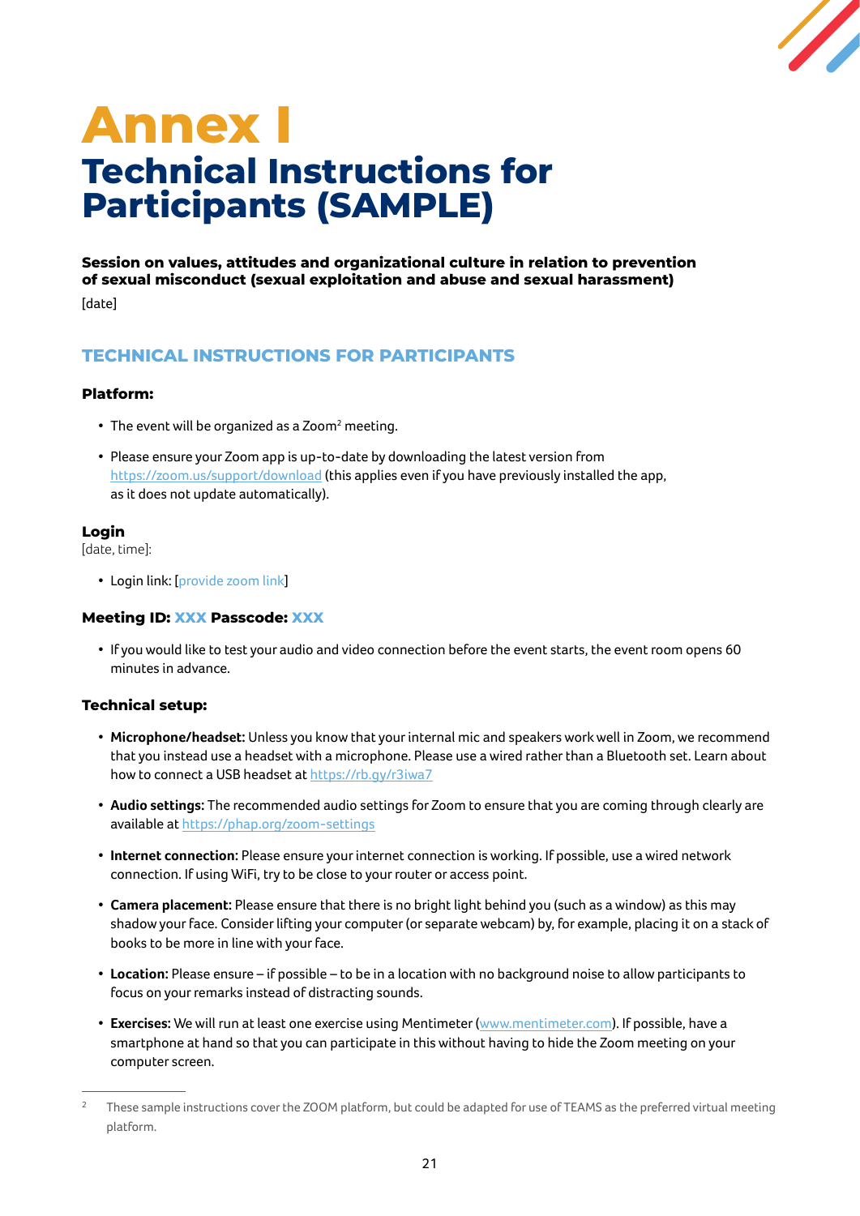# Annex I

## Technical Instructions for Participants (SAMPLE)

**Session on values, attitudes and organizational culture in relation to prevention of sexual misconduct (sexual exploitation and abuse and sexual harassment)**

[date]

### TECHNICAL INSTRUCTIONS FOR PARTICIPANTS

#### Platform:

- The event will be organized as a Zoom[2] meeting.
- Please ensure your Zoom app is up-to-date by downloading the latest version from https://zoom.us/support/download (this applies even if you have previously installed the app, as it does not update automatically).

#### Login

[date, time]:

- Login link: [provide zoom link]

#### Meeting ID: XXX Passcode: XXX

- If you would like to test your audio and video connection before the event starts, the event room opens 60 minutes in advance.

#### Technical setup:

- **Microphone/headset:** Unless you know that your internal mic and speakers work well in Zoom, we recommend that you instead use a headset with a microphone. Please use a wired rather than a Bluetooth set. Learn about how to connect a USB headset at https://rb.gy/r3iwa7
- **Audio settings:** The recommended audio settings for Zoom to ensure that you are coming through clearly are available at https://phap.org/zoom-settings
- **Internet connection:** Please ensure your internet connection is working. If possible, use a wired network connection. If using WiFi, try to be close to your router or access point.
- **Camera placement:** Please ensure that there is no bright light behind you (such as a window) as this may shadow your face. Consider lifting your computer (or separate webcam) by, for example, placing it on a stack of books to be more in line with your face.
- **Location:** Please ensure – if possible – to be in a location with no background noise to allow participants to focus on your remarks instead of distracting sounds.
- **Exercises:** We will run at least one exercise using Mentimeter (www.mentimeter.com). If possible, have a smartphone at hand so that you can participate in this without having to hide the Zoom meeting on your computer screen.

---

[2] These sample instructions cover the ZOOM platform, but could be adapted for use of TEAMS as the preferred virtual meeting platform.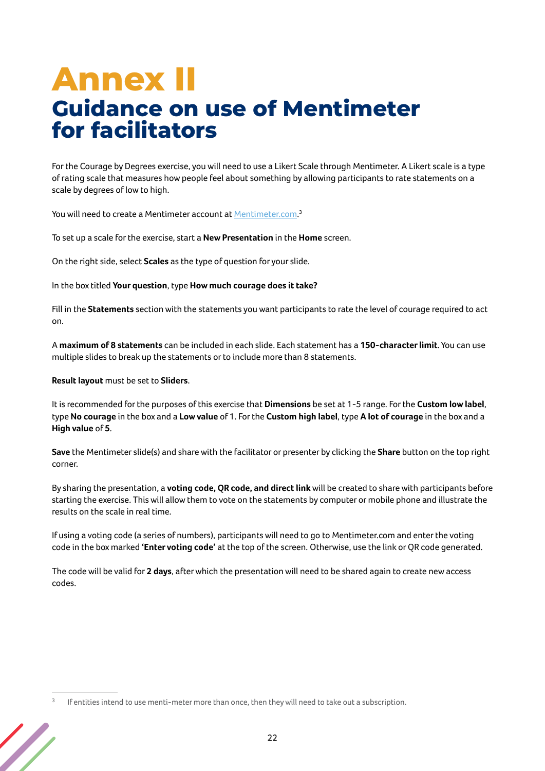# Annex II
## Guidance on use of Mentimeter for facilitators

For the Courage by Degrees exercise, you will need to use a Likert Scale through Mentimeter. A Likert scale is a type of rating scale that measures how people feel about something by allowing participants to rate statements on a scale by degrees of low to high.

You will need to create a Mentimeter account at [Mentimeter.com](Mentimeter.com).[3]

To set up a scale for the exercise, start a **New Presentation** in the **Home** screen.

On the right side, select **Scales** as the type of question for your slide.

In the box titled **Your question**, type **How much courage does it take?**

Fill in the **Statements** section with the statements you want participants to rate the level of courage required to act on.

A **maximum of 8 statements** can be included in each slide. Each statement has a **150-character limit**. You can use multiple slides to break up the statements or to include more than 8 statements.

**Result layout** must be set to **Sliders**.

It is recommended for the purposes of this exercise that **Dimensions** be set at 1-5 range. For the **Custom low label**, type **No courage** in the box and a **Low value** of 1. For the **Custom high label**, type **A lot of courage** in the box and a **High value** of **5**.

**Save** the Mentimeter slide(s) and share with the facilitator or presenter by clicking the **Share** button on the top right corner.

By sharing the presentation, a **voting code, QR code, and direct link** will be created to share with participants before starting the exercise. This will allow them to vote on the statements by computer or mobile phone and illustrate the results on the scale in real time.

If using a voting code (a series of numbers), participants will need to go to Mentimeter.com and enter the voting code in the box marked **'Enter voting code'** at the top of the screen. Otherwise, use the link or QR code generated.

The code will be valid for **2 days**, after which the presentation will need to be shared again to create new access codes.

---

[3] If entities intend to use menti-meter more than once, then they will need to take out a subscription.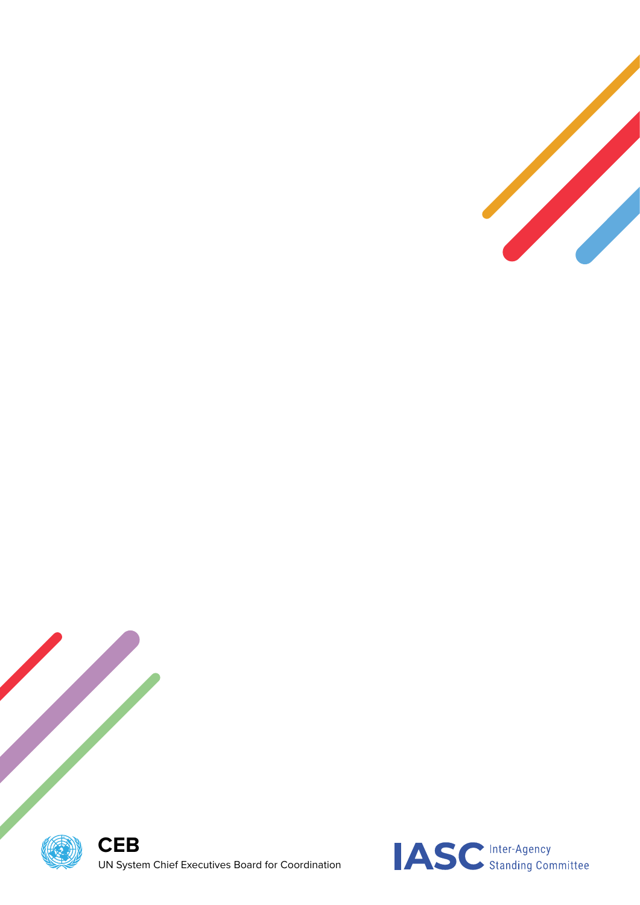**CEB**
UN System Chief Executives Board for Coordination

**IASC** Inter-Agency Standing Committee